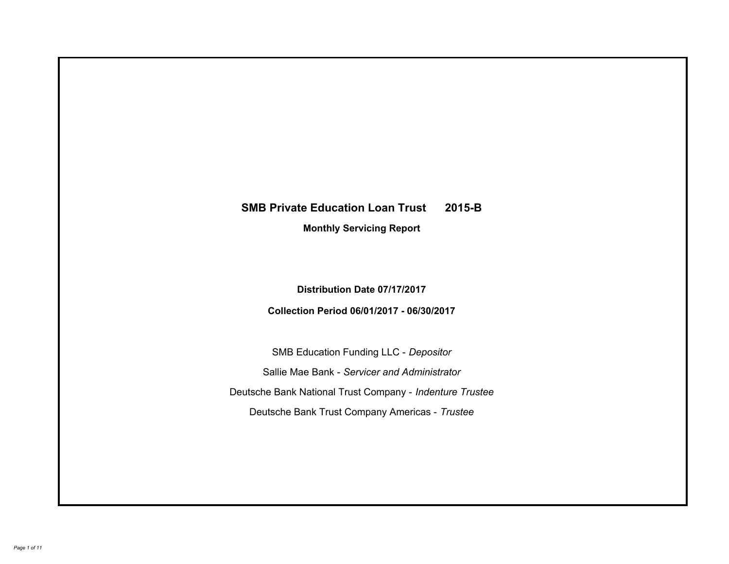# SMB Private Education Loan Trust 2015-B

## Monthly Servicing Report

**Distribution Date 07/17/2017**

**Collection Period 06/01/2017 - 06/30/2017**

SMB Education Funding LLC - *Depositor*

Sallie Mae Bank - *Servicer and Administrator*

Deutsche Bank National Trust Company - *Indenture Trustee*

Deutsche Bank Trust Company Americas - *Trustee*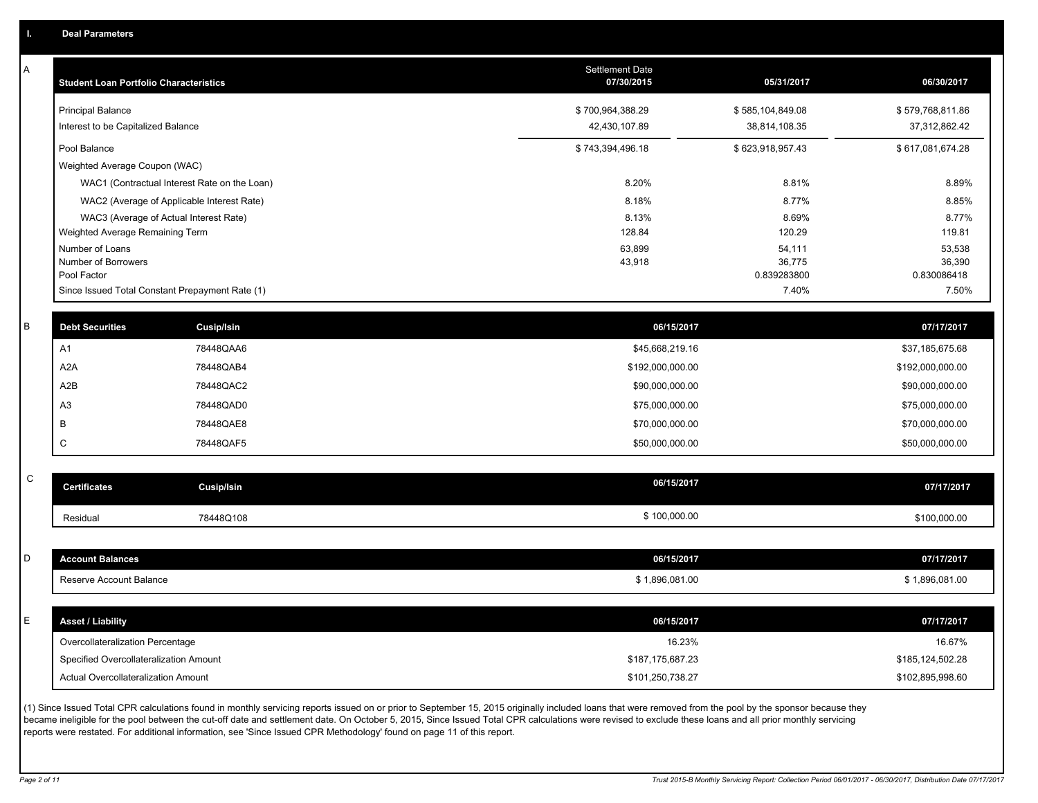# I. Deal Parameters

## A

| Student Loan Portfolio Characteristics | Settlement Date 07/30/2015 | 05/31/2017 | 06/30/2017 |
|---|---|---|---|
| Principal Balance | $ 700,964,388.29 | $ 585,104,849.08 | $ 579,768,811.86 |
| Interest to be Capitalized Balance | 42,430,107.89 | 38,814,108.35 | 37,312,862.42 |
| Pool Balance | $ 743,394,496.18 | $ 623,918,957.43 | $ 617,081,674.28 |
| Weighted Average Coupon (WAC) | | | |
| WAC1 (Contractual Interest Rate on the Loan) | 8.20% | 8.81% | 8.89% |
| WAC2 (Average of Applicable Interest Rate) | 8.18% | 8.77% | 8.85% |
| WAC3 (Average of Actual Interest Rate) | 8.13% | 8.69% | 8.77% |
| Weighted Average Remaining Term | 128.84 | 120.29 | 119.81 |
| Number of Loans | 63,899 | 54,111 | 53,538 |
| Number of Borrowers | 43,918 | 36,775 | 36,390 |
| Pool Factor | | 0.839283800 | 0.830086418 |
| Since Issued Total Constant Prepayment Rate (1) | | 7.40% | 7.50% |

## B

| Debt Securities | Cusip/Isin | 06/15/2017 | 07/17/2017 |
|---|---|---|---|
| A1 | 78448QAA6 | $45,668,219.16 | $37,185,675.68 |
| A2A | 78448QAB4 | $192,000,000.00 | $192,000,000.00 |
| A2B | 78448QAC2 | $90,000,000.00 | $90,000,000.00 |
| A3 | 78448QAD0 | $75,000,000.00 | $75,000,000.00 |
| B | 78448QAE8 | $70,000,000.00 | $70,000,000.00 |
| C | 78448QAF5 | $50,000,000.00 | $50,000,000.00 |

## C

| Certificates | Cusip/Isin | 06/15/2017 | 07/17/2017 |
|---|---|---|---|
| Residual | 78448Q108 | $ 100,000.00 | $100,000.00 |

## D

| Account Balances | 06/15/2017 | 07/17/2017 |
|---|---|---|
| Reserve Account Balance | $ 1,896,081.00 | $ 1,896,081.00 |

## E

| Asset / Liability | 06/15/2017 | 07/17/2017 |
|---|---|---|
| Overcollateralization Percentage | 16.23% | 16.67% |
| Specified Overcollateralization Amount | $187,175,687.23 | $185,124,502.28 |
| Actual Overcollateralization Amount | $101,250,738.27 | $102,895,998.60 |

(1) Since Issued Total CPR calculations found in monthly servicing reports issued on or prior to September 15, 2015 originally included loans that were removed from the pool by the sponsor because they became ineligible for the pool between the cut-off date and settlement date. On October 5, 2015, Since Issued Total CPR calculations were revised to exclude these loans and all prior monthly servicing reports were restated. For additional information, see 'Since Issued CPR Methodology' found on page 11 of this report.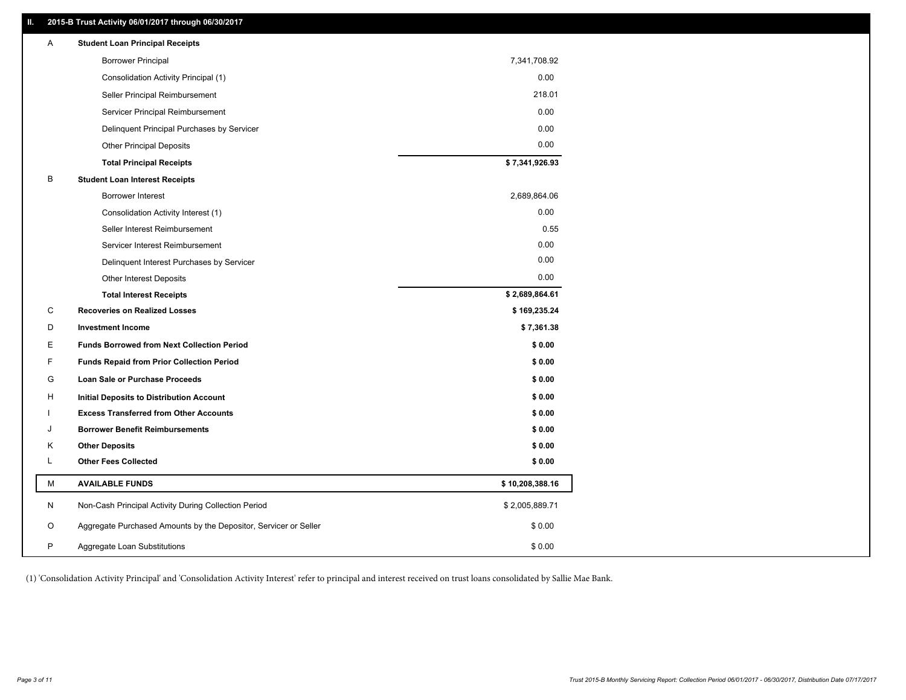## II. 2015-B Trust Activity 06/01/2017 through 06/30/2017

| | | |
|---|---|---|
| A | **Student Loan Principal Receipts** | |
| | Borrower Principal | 7,341,708.92 |
| | Consolidation Activity Principal (1) | 0.00 |
| | Seller Principal Reimbursement | 218.01 |
| | Servicer Principal Reimbursement | 0.00 |
| | Delinquent Principal Purchases by Servicer | 0.00 |
| | Other Principal Deposits | 0.00 |
| | **Total Principal Receipts** | **$ 7,341,926.93** |
| B | **Student Loan Interest Receipts** | |
| | Borrower Interest | 2,689,864.06 |
| | Consolidation Activity Interest (1) | 0.00 |
| | Seller Interest Reimbursement | 0.55 |
| | Servicer Interest Reimbursement | 0.00 |
| | Delinquent Interest Purchases by Servicer | 0.00 |
| | Other Interest Deposits | 0.00 |
| | **Total Interest Receipts** | **$ 2,689,864.61** |
| C | **Recoveries on Realized Losses** | **$ 169,235.24** |
| D | **Investment Income** | **$ 7,361.38** |
| E | **Funds Borrowed from Next Collection Period** | **$ 0.00** |
| F | **Funds Repaid from Prior Collection Period** | **$ 0.00** |
| G | **Loan Sale or Purchase Proceeds** | **$ 0.00** |
| H | **Initial Deposits to Distribution Account** | **$ 0.00** |
| I | **Excess Transferred from Other Accounts** | **$ 0.00** |
| J | **Borrower Benefit Reimbursements** | **$ 0.00** |
| K | **Other Deposits** | **$ 0.00** |
| L | **Other Fees Collected** | **$ 0.00** |
| M | **AVAILABLE FUNDS** | **$ 10,208,388.16** |
| N | Non-Cash Principal Activity During Collection Period | $ 2,005,889.71 |
| O | Aggregate Purchased Amounts by the Depositor, Servicer or Seller | $ 0.00 |
| P | Aggregate Loan Substitutions | $ 0.00 |

(1) 'Consolidation Activity Principal' and 'Consolidation Activity Interest' refer to principal and interest received on trust loans consolidated by Sallie Mae Bank.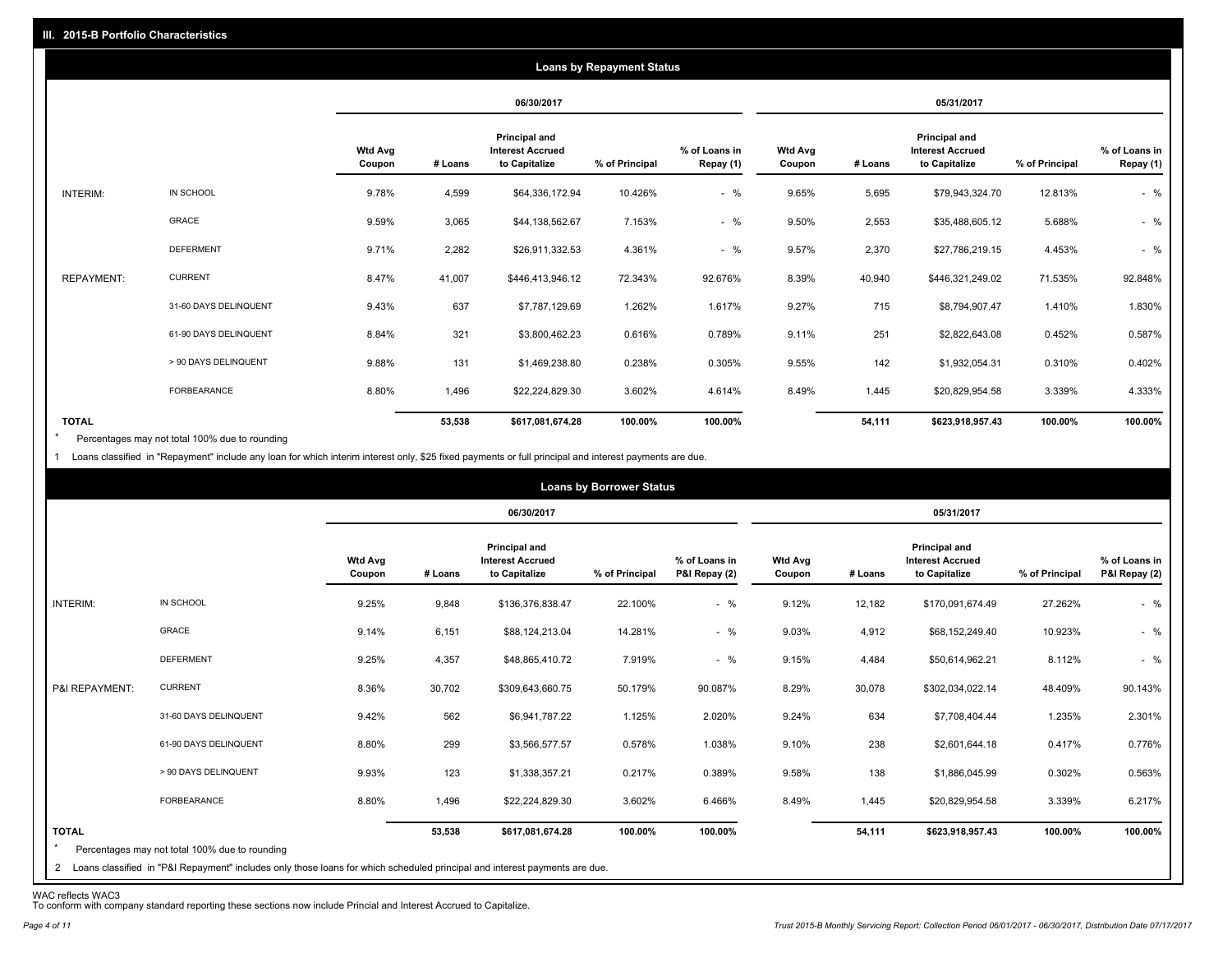## III. 2015-B Portfolio Characteristics

### Loans by Repayment Status

| | | 06/30/2017 | | | | | 05/31/2017 | | | | |
|---|---|---|---|---|---|---|---|---|---|---|---|
| | | Wtd Avg Coupon | # Loans | Principal and Interest Accrued to Capitalize | % of Principal | % of Loans in Repay (1) | Wtd Avg Coupon | # Loans | Principal and Interest Accrued to Capitalize | % of Principal | % of Loans in Repay (1) |
| INTERIM: | IN SCHOOL | 9.78% | 4,599 | $64,336,172.94 | 10.426% | - % | 9.65% | 5,695 | $79,943,324.70 | 12.813% | - % |
| | GRACE | 9.59% | 3,065 | $44,138,562.67 | 7.153% | - % | 9.50% | 2,553 | $35,488,605.12 | 5.688% | - % |
| | DEFERMENT | 9.71% | 2,282 | $26,911,332.53 | 4.361% | - % | 9.57% | 2,370 | $27,786,219.15 | 4.453% | - % |
| REPAYMENT: | CURRENT | 8.47% | 41,007 | $446,413,946.12 | 72.343% | 92.676% | 8.39% | 40,940 | $446,321,249.02 | 71.535% | 92.848% |
| | 31-60 DAYS DELINQUENT | 9.43% | 637 | $7,787,129.69 | 1.262% | 1.617% | 9.27% | 715 | $8,794,907.47 | 1.410% | 1.830% |
| | 61-90 DAYS DELINQUENT | 8.84% | 321 | $3,800,462.23 | 0.616% | 0.789% | 9.11% | 251 | $2,822,643.08 | 0.452% | 0.587% |
| | > 90 DAYS DELINQUENT | 9.88% | 131 | $1,469,238.80 | 0.238% | 0.305% | 9.55% | 142 | $1,932,054.31 | 0.310% | 0.402% |
| | FORBEARANCE | 8.80% | 1,496 | $22,224,829.30 | 3.602% | 4.614% | 8.49% | 1,445 | $20,829,954.58 | 3.339% | 4.333% |
| **TOTAL** | | | **53,538** | **$617,081,674.28** | **100.00%** | **100.00%** | | **54,111** | **$623,918,957.43** | **100.00%** | **100.00%** |

\* Percentages may not total 100% due to rounding

1 Loans classified in "Repayment" include any loan for which interim interest only, $25 fixed payments or full principal and interest payments are due.

### Loans by Borrower Status

| | | 06/30/2017 | | | | | 05/31/2017 | | | | |
|---|---|---|---|---|---|---|---|---|---|---|---|
| | | Wtd Avg Coupon | # Loans | Principal and Interest Accrued to Capitalize | % of Principal | % of Loans in P&I Repay (2) | Wtd Avg Coupon | # Loans | Principal and Interest Accrued to Capitalize | % of Principal | % of Loans in P&I Repay (2) |
| INTERIM: | IN SCHOOL | 9.25% | 9,848 | $136,376,838.47 | 22.100% | - % | 9.12% | 12,182 | $170,091,674.49 | 27.262% | - % |
| | GRACE | 9.14% | 6,151 | $88,124,213.04 | 14.281% | - % | 9.03% | 4,912 | $68,152,249.40 | 10.923% | - % |
| | DEFERMENT | 9.25% | 4,357 | $48,865,410.72 | 7.919% | - % | 9.15% | 4,484 | $50,614,962.21 | 8.112% | - % |
| P&I REPAYMENT: | CURRENT | 8.36% | 30,702 | $309,643,660.75 | 50.179% | 90.087% | 8.29% | 30,078 | $302,034,022.14 | 48.409% | 90.143% |
| | 31-60 DAYS DELINQUENT | 9.42% | 562 | $6,941,787.22 | 1.125% | 2.020% | 9.24% | 634 | $7,708,404.44 | 1.235% | 2.301% |
| | 61-90 DAYS DELINQUENT | 8.80% | 299 | $3,566,577.57 | 0.578% | 1.038% | 9.10% | 238 | $2,601,644.18 | 0.417% | 0.776% |
| | > 90 DAYS DELINQUENT | 9.93% | 123 | $1,338,357.21 | 0.217% | 0.389% | 9.58% | 138 | $1,886,045.99 | 0.302% | 0.563% |
| | FORBEARANCE | 8.80% | 1,496 | $22,224,829.30 | 3.602% | 6.466% | 8.49% | 1,445 | $20,829,954.58 | 3.339% | 6.217% |
| **TOTAL** | | | **53,538** | **$617,081,674.28** | **100.00%** | **100.00%** | | **54,111** | **$623,918,957.43** | **100.00%** | **100.00%** |

\* Percentages may not total 100% due to rounding

2 Loans classified in "P&I Repayment" includes only those loans for which scheduled principal and interest payments are due.

WAC reflects WAC3
To conform with company standard reporting these sections now include Princial and Interest Accrued to Capitalize.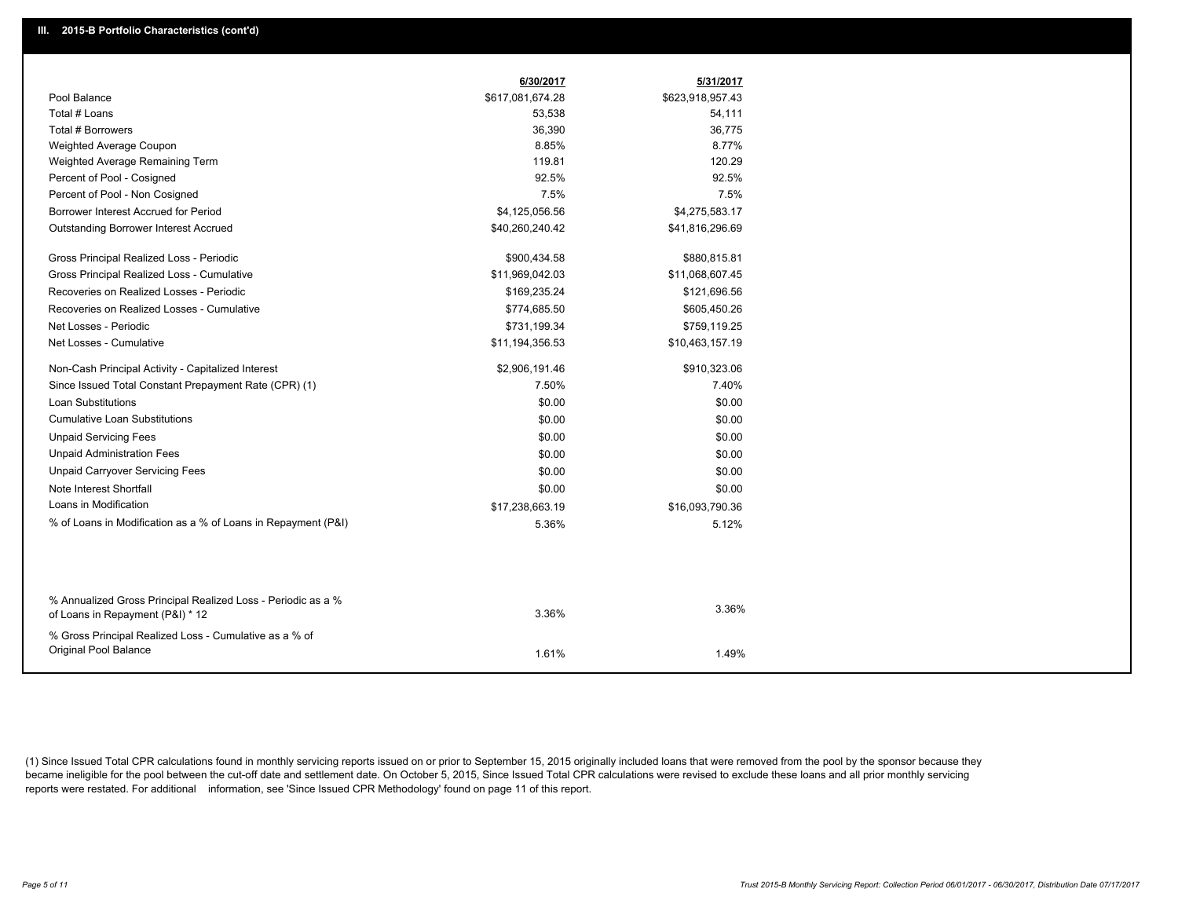## III. 2015-B Portfolio Characteristics (cont'd)

| | 6/30/2017 | 5/31/2017 |
|---|---|---|
| Pool Balance | $617,081,674.28 | $623,918,957.43 |
| Total # Loans | 53,538 | 54,111 |
| Total # Borrowers | 36,390 | 36,775 |
| Weighted Average Coupon | 8.85% | 8.77% |
| Weighted Average Remaining Term | 119.81 | 120.29 |
| Percent of Pool - Cosigned | 92.5% | 92.5% |
| Percent of Pool - Non Cosigned | 7.5% | 7.5% |
| Borrower Interest Accrued for Period | $4,125,056.56 | $4,275,583.17 |
| Outstanding Borrower Interest Accrued | $40,260,240.42 | $41,816,296.69 |
| Gross Principal Realized Loss - Periodic | $900,434.58 | $880,815.81 |
| Gross Principal Realized Loss - Cumulative | $11,969,042.03 | $11,068,607.45 |
| Recoveries on Realized Losses - Periodic | $169,235.24 | $121,696.56 |
| Recoveries on Realized Losses - Cumulative | $774,685.50 | $605,450.26 |
| Net Losses - Periodic | $731,199.34 | $759,119.25 |
| Net Losses - Cumulative | $11,194,356.53 | $10,463,157.19 |
| Non-Cash Principal Activity - Capitalized Interest | $2,906,191.46 | $910,323.06 |
| Since Issued Total Constant Prepayment Rate (CPR) (1) | 7.50% | 7.40% |
| Loan Substitutions | $0.00 | $0.00 |
| Cumulative Loan Substitutions | $0.00 | $0.00 |
| Unpaid Servicing Fees | $0.00 | $0.00 |
| Unpaid Administration Fees | $0.00 | $0.00 |
| Unpaid Carryover Servicing Fees | $0.00 | $0.00 |
| Note Interest Shortfall | $0.00 | $0.00 |
| Loans in Modification | $17,238,663.19 | $16,093,790.36 |
| % of Loans in Modification as a % of Loans in Repayment (P&I) | 5.36% | 5.12% |
| % Annualized Gross Principal Realized Loss - Periodic as a % of Loans in Repayment (P&I) * 12 | 3.36% | 3.36% |
| % Gross Principal Realized Loss - Cumulative as a % of Original Pool Balance | 1.61% | 1.49% |

(1) Since Issued Total CPR calculations found in monthly servicing reports issued on or prior to September 15, 2015 originally included loans that were removed from the pool by the sponsor because they became ineligible for the pool between the cut-off date and settlement date. On October 5, 2015, Since Issued Total CPR calculations were revised to exclude these loans and all prior monthly servicing reports were restated. For additional information, see 'Since Issued CPR Methodology' found on page 11 of this report.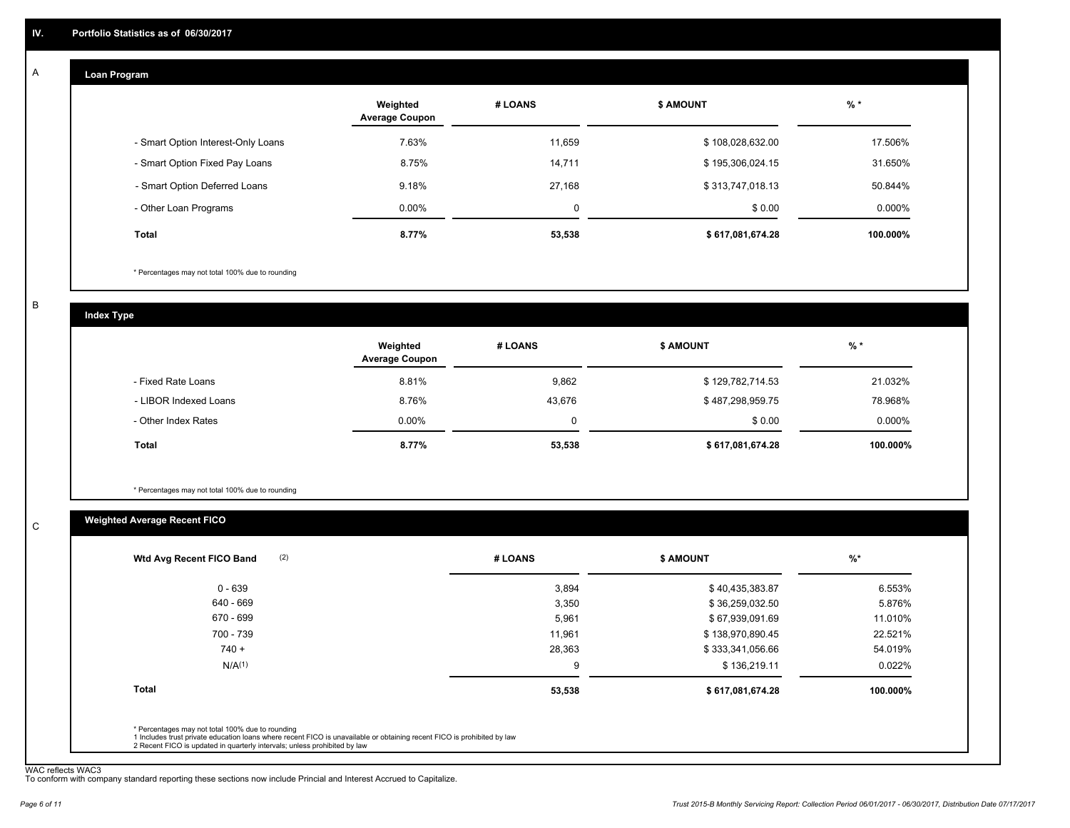## IV. Portfolio Statistics as of 06/30/2017

### A. Loan Program

| | Weighted Average Coupon | # LOANS | $ AMOUNT | % * |
|---|---|---|---|---|
| - Smart Option Interest-Only Loans | 7.63% | 11,659 | $ 108,028,632.00 | 17.506% |
| - Smart Option Fixed Pay Loans | 8.75% | 14,711 | $ 195,306,024.15 | 31.650% |
| - Smart Option Deferred Loans | 9.18% | 27,168 | $ 313,747,018.13 | 50.844% |
| - Other Loan Programs | 0.00% | 0 | $ 0.00 | 0.000% |
| **Total** | **8.77%** | **53,538** | **$ 617,081,674.28** | **100.000%** |

* Percentages may not total 100% due to rounding

### B. Index Type

| | Weighted Average Coupon | # LOANS | $ AMOUNT | % * |
|---|---|---|---|---|
| - Fixed Rate Loans | 8.81% | 9,862 | $ 129,782,714.53 | 21.032% |
| - LIBOR Indexed Loans | 8.76% | 43,676 | $ 487,298,959.75 | 78.968% |
| - Other Index Rates | 0.00% | 0 | $ 0.00 | 0.000% |
| **Total** | **8.77%** | **53,538** | **$ 617,081,674.28** | **100.000%** |

* Percentages may not total 100% due to rounding

### C. Weighted Average Recent FICO

| Wtd Avg Recent FICO Band (2) | # LOANS | $ AMOUNT | %* |
|---|---|---|---|
| 0 - 639 | 3,894 | $ 40,435,383.87 | 6.553% |
| 640 - 669 | 3,350 | $ 36,259,032.50 | 5.876% |
| 670 - 699 | 5,961 | $ 67,939,091.69 | 11.010% |
| 700 - 739 | 11,961 | $ 138,970,890.45 | 22.521% |
| 740 + | 28,363 | $ 333,341,056.66 | 54.019% |
| N/A(1) | 9 | $ 136,219.11 | 0.022% |
| **Total** | **53,538** | **$ 617,081,674.28** | **100.000%** |

* Percentages may not total 100% due to rounding
1 Includes trust private education loans where recent FICO is unavailable or obtaining recent FICO is prohibited by law
2 Recent FICO is updated in quarterly intervals; unless prohibited by law

WAC reflects WAC3
To conform with company standard reporting these sections now include Princial and Interest Accrued to Capitalize.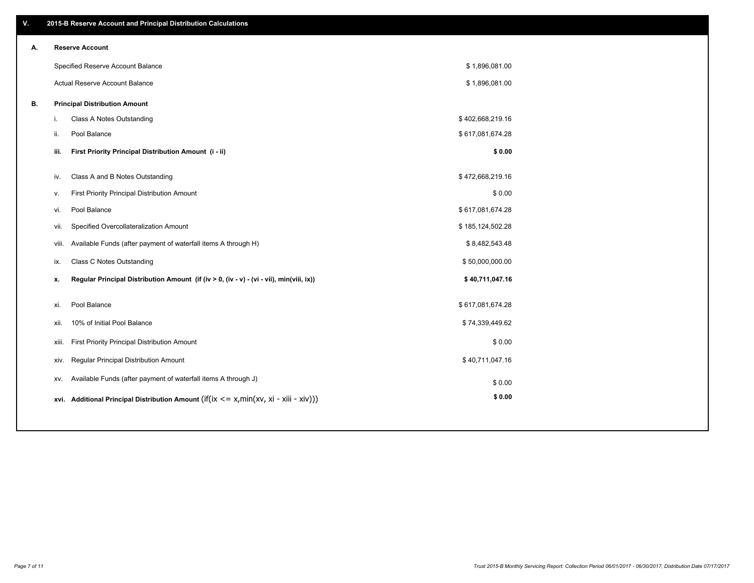## V. 2015-B Reserve Account and Principal Distribution Calculations

### A. Reserve Account

| | |
|---|---|
| Specified Reserve Account Balance | $ 1,896,081.00 |
| Actual Reserve Account Balance | $ 1,896,081.00 |

### B. Principal Distribution Amount

| | | |
|---|---|---|
| i. | Class A Notes Outstanding | $ 402,668,219.16 |
| ii. | Pool Balance | $ 617,081,674.28 |
| **iii.** | **First Priority Principal Distribution Amount (i - ii)** | **$ 0.00** |
| iv. | Class A and B Notes Outstanding | $ 472,668,219.16 |
| v. | First Priority Principal Distribution Amount | $ 0.00 |
| vi. | Pool Balance | $ 617,081,674.28 |
| vii. | Specified Overcollateralization Amount | $ 185,124,502.28 |
| viii. | Available Funds (after payment of waterfall items A through H) | $ 8,482,543.48 |
| ix. | Class C Notes Outstanding | $ 50,000,000.00 |
| **x.** | **Regular Principal Distribution Amount (if (iv > 0, (iv - v) - (vi - vii), min(viii, ix))** | **$ 40,711,047.16** |
| xi. | Pool Balance | $ 617,081,674.28 |
| xii. | 10% of Initial Pool Balance | $ 74,339,449.62 |
| xiii. | First Priority Principal Distribution Amount | $ 0.00 |
| xiv. | Regular Principal Distribution Amount | $ 40,711,047.16 |
| xv. | Available Funds (after payment of waterfall items A through J) | $ 0.00 |
| **xvi.** | **Additional Principal Distribution Amount** (if(ix <= x,min(xv, xi - xiii - xiv))) | **$ 0.00** |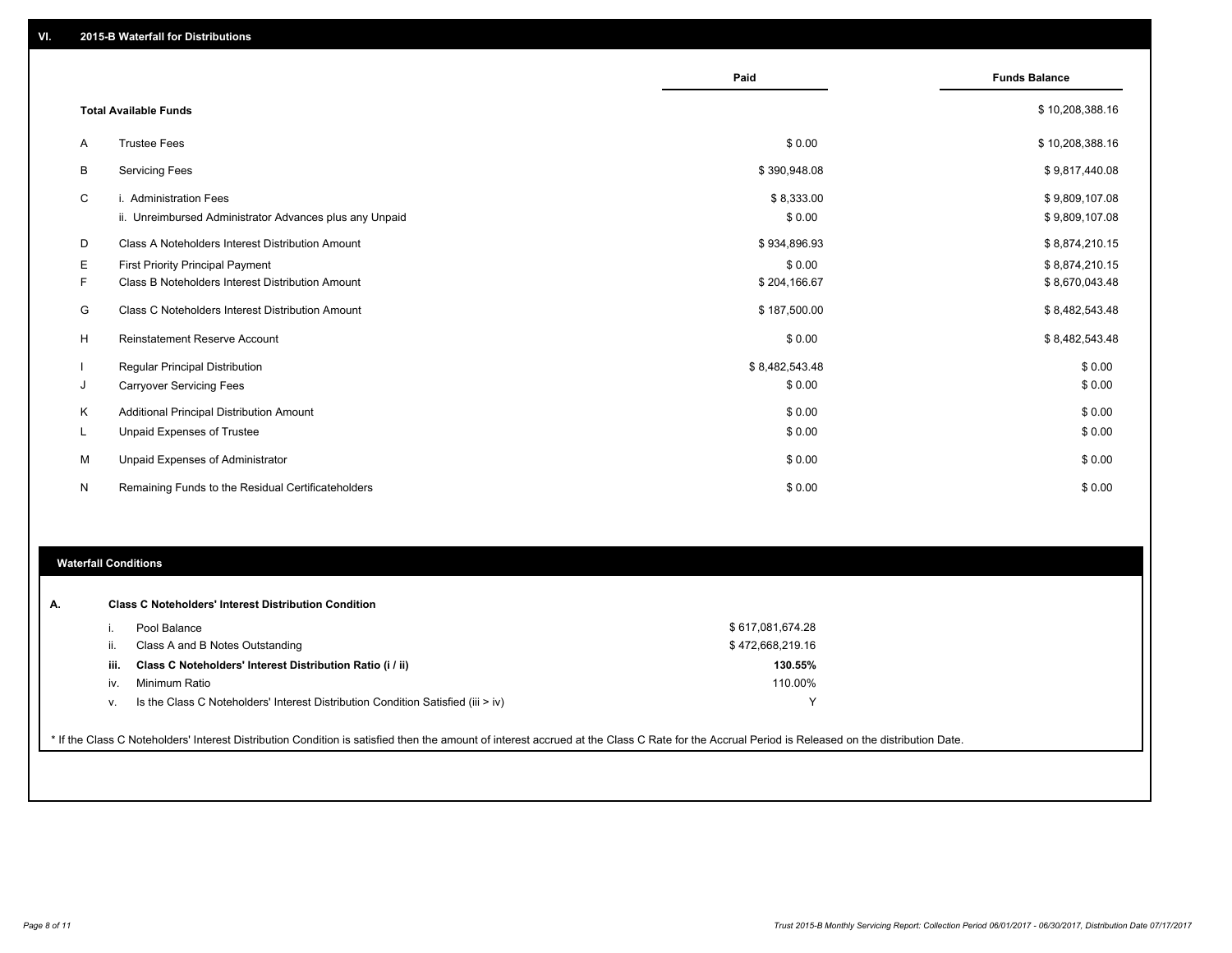## VI. 2015-B Waterfall for Distributions

| | | Paid | Funds Balance |
|---|---|---|---|
| | **Total Available Funds** | | $ 10,208,388.16 |
| A | Trustee Fees | $ 0.00 | $ 10,208,388.16 |
| B | Servicing Fees | $ 390,948.08 | $ 9,817,440.08 |
| C | i. Administration Fees | $ 8,333.00 | $ 9,809,107.08 |
| | ii. Unreimbursed Administrator Advances plus any Unpaid | $ 0.00 | $ 9,809,107.08 |
| D | Class A Noteholders Interest Distribution Amount | $ 934,896.93 | $ 8,874,210.15 |
| E | First Priority Principal Payment | $ 0.00 | $ 8,874,210.15 |
| F | Class B Noteholders Interest Distribution Amount | $ 204,166.67 | $ 8,670,043.48 |
| G | Class C Noteholders Interest Distribution Amount | $ 187,500.00 | $ 8,482,543.48 |
| H | Reinstatement Reserve Account | $ 0.00 | $ 8,482,543.48 |
| I | Regular Principal Distribution | $ 8,482,543.48 | $ 0.00 |
| J | Carryover Servicing Fees | $ 0.00 | $ 0.00 |
| K | Additional Principal Distribution Amount | $ 0.00 | $ 0.00 |
| L | Unpaid Expenses of Trustee | $ 0.00 | $ 0.00 |
| M | Unpaid Expenses of Administrator | $ 0.00 | $ 0.00 |
| N | Remaining Funds to the Residual Certificateholders | $ 0.00 | $ 0.00 |

## Waterfall Conditions

**A. Class C Noteholders' Interest Distribution Condition**

| | | |
|---|---|---|
| i. | Pool Balance | $ 617,081,674.28 |
| ii. | Class A and B Notes Outstanding | $ 472,668,219.16 |
| **iii.** | **Class C Noteholders' Interest Distribution Ratio (i / ii)** | **130.55%** |
| iv. | Minimum Ratio | 110.00% |
| v. | Is the Class C Noteholders' Interest Distribution Condition Satisfied (iii > iv) | Y |

* If the Class C Noteholders' Interest Distribution Condition is satisfied then the amount of interest accrued at the Class C Rate for the Accrual Period is Released on the distribution Date.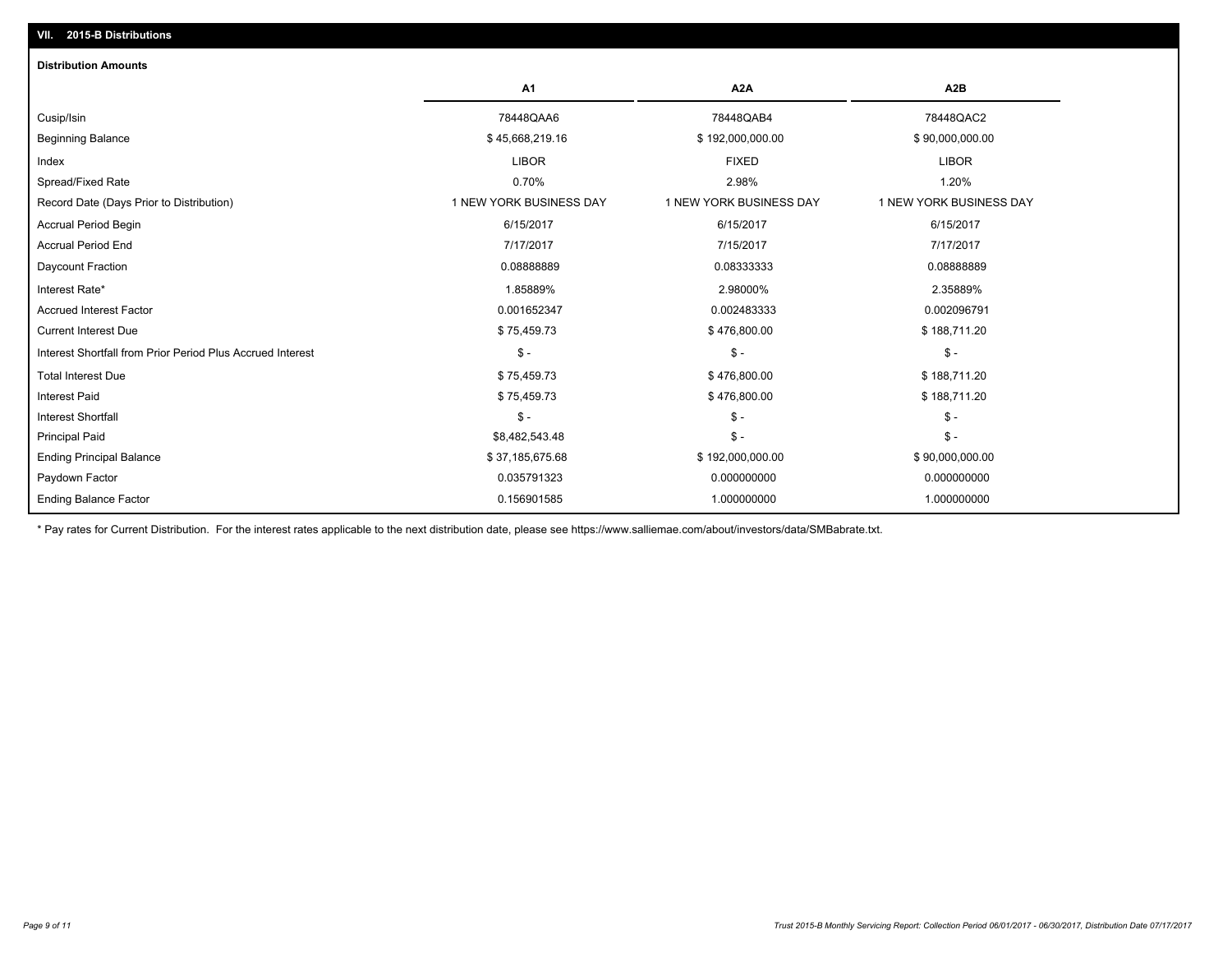## VII. 2015-B Distributions

### Distribution Amounts

| | A1 | A2A | A2B |
|---|---|---|---|
| Cusip/Isin | 78448QAA6 | 78448QAB4 | 78448QAC2 |
| Beginning Balance | $ 45,668,219.16 | $ 192,000,000.00 | $ 90,000,000.00 |
| Index | LIBOR | FIXED | LIBOR |
| Spread/Fixed Rate | 0.70% | 2.98% | 1.20% |
| Record Date (Days Prior to Distribution) | 1 NEW YORK BUSINESS DAY | 1 NEW YORK BUSINESS DAY | 1 NEW YORK BUSINESS DAY |
| Accrual Period Begin | 6/15/2017 | 6/15/2017 | 6/15/2017 |
| Accrual Period End | 7/17/2017 | 7/15/2017 | 7/17/2017 |
| Daycount Fraction | 0.08888889 | 0.08333333 | 0.08888889 |
| Interest Rate* | 1.85889% | 2.98000% | 2.35889% |
| Accrued Interest Factor | 0.001652347 | 0.002483333 | 0.002096791 |
| Current Interest Due | $ 75,459.73 | $ 476,800.00 | $ 188,711.20 |
| Interest Shortfall from Prior Period Plus Accrued Interest | $ - | $ - | $ - |
| Total Interest Due | $ 75,459.73 | $ 476,800.00 | $ 188,711.20 |
| Interest Paid | $ 75,459.73 | $ 476,800.00 | $ 188,711.20 |
| Interest Shortfall | $ - | $ - | $ - |
| Principal Paid | $8,482,543.48 | $ - | $ - |
| Ending Principal Balance | $ 37,185,675.68 | $ 192,000,000.00 | $ 90,000,000.00 |
| Paydown Factor | 0.035791323 | 0.000000000 | 0.000000000 |
| Ending Balance Factor | 0.156901585 | 1.000000000 | 1.000000000 |

* Pay rates for Current Distribution. For the interest rates applicable to the next distribution date, please see https://www.salliemae.com/about/investors/data/SMBabrate.txt.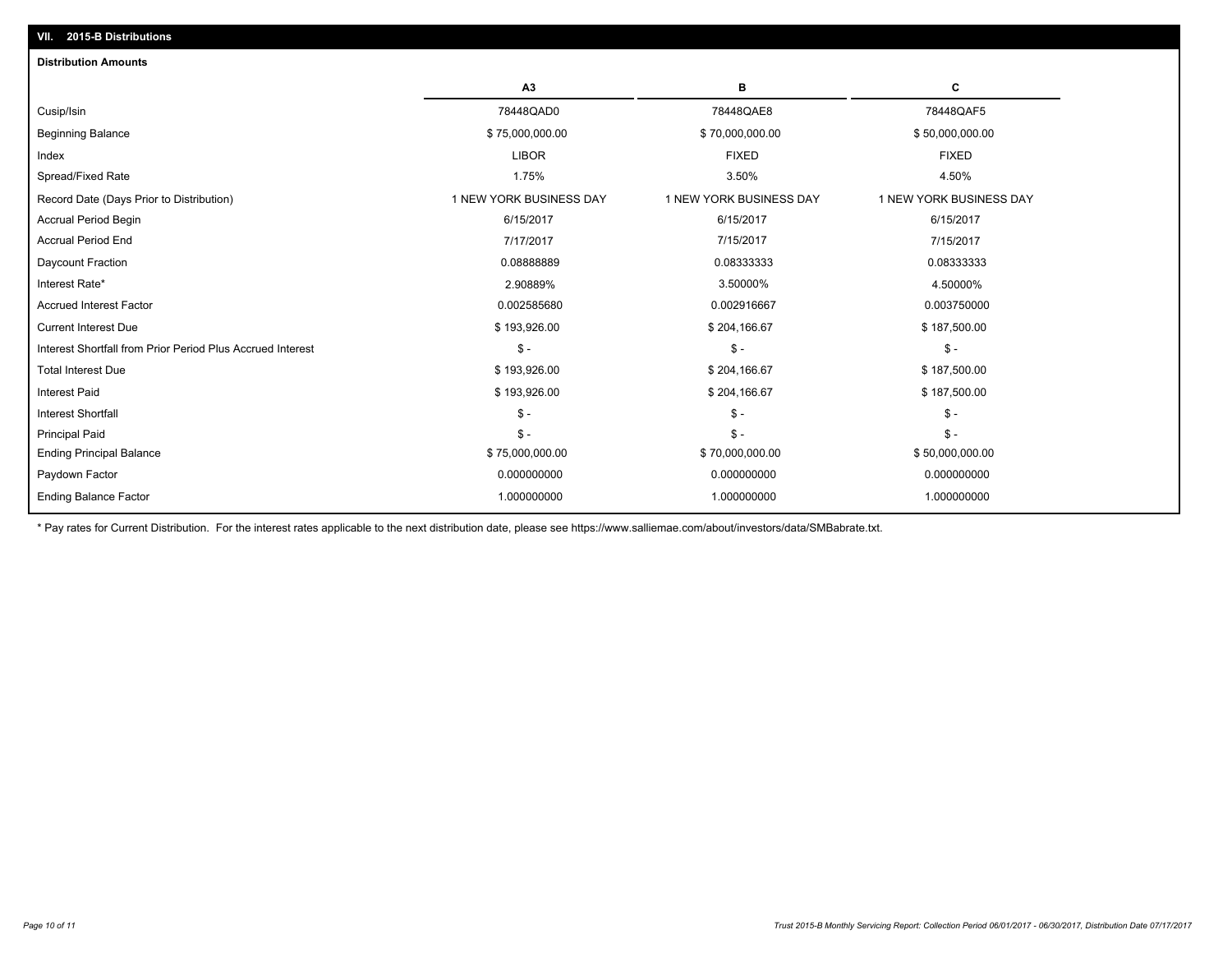## VII. 2015-B Distributions

### Distribution Amounts

| | A3 | B | C |
|---|---|---|---|
| Cusip/Isin | 78448QAD0 | 78448QAE8 | 78448QAF5 |
| Beginning Balance | $ 75,000,000.00 | $ 70,000,000.00 | $ 50,000,000.00 |
| Index | LIBOR | FIXED | FIXED |
| Spread/Fixed Rate | 1.75% | 3.50% | 4.50% |
| Record Date (Days Prior to Distribution) | 1 NEW YORK BUSINESS DAY | 1 NEW YORK BUSINESS DAY | 1 NEW YORK BUSINESS DAY |
| Accrual Period Begin | 6/15/2017 | 6/15/2017 | 6/15/2017 |
| Accrual Period End | 7/17/2017 | 7/15/2017 | 7/15/2017 |
| Daycount Fraction | 0.08888889 | 0.08333333 | 0.08333333 |
| Interest Rate* | 2.90889% | 3.50000% | 4.50000% |
| Accrued Interest Factor | 0.002585680 | 0.002916667 | 0.003750000 |
| Current Interest Due | $ 193,926.00 | $ 204,166.67 | $ 187,500.00 |
| Interest Shortfall from Prior Period Plus Accrued Interest | $ - | $ - | $ - |
| Total Interest Due | $ 193,926.00 | $ 204,166.67 | $ 187,500.00 |
| Interest Paid | $ 193,926.00 | $ 204,166.67 | $ 187,500.00 |
| Interest Shortfall | $ - | $ - | $ - |
| Principal Paid | $ - | $ - | $ - |
| Ending Principal Balance | $ 75,000,000.00 | $ 70,000,000.00 | $ 50,000,000.00 |
| Paydown Factor | 0.000000000 | 0.000000000 | 0.000000000 |
| Ending Balance Factor | 1.000000000 | 1.000000000 | 1.000000000 |

* Pay rates for Current Distribution. For the interest rates applicable to the next distribution date, please see https://www.salliemae.com/about/investors/data/SMBabrate.txt.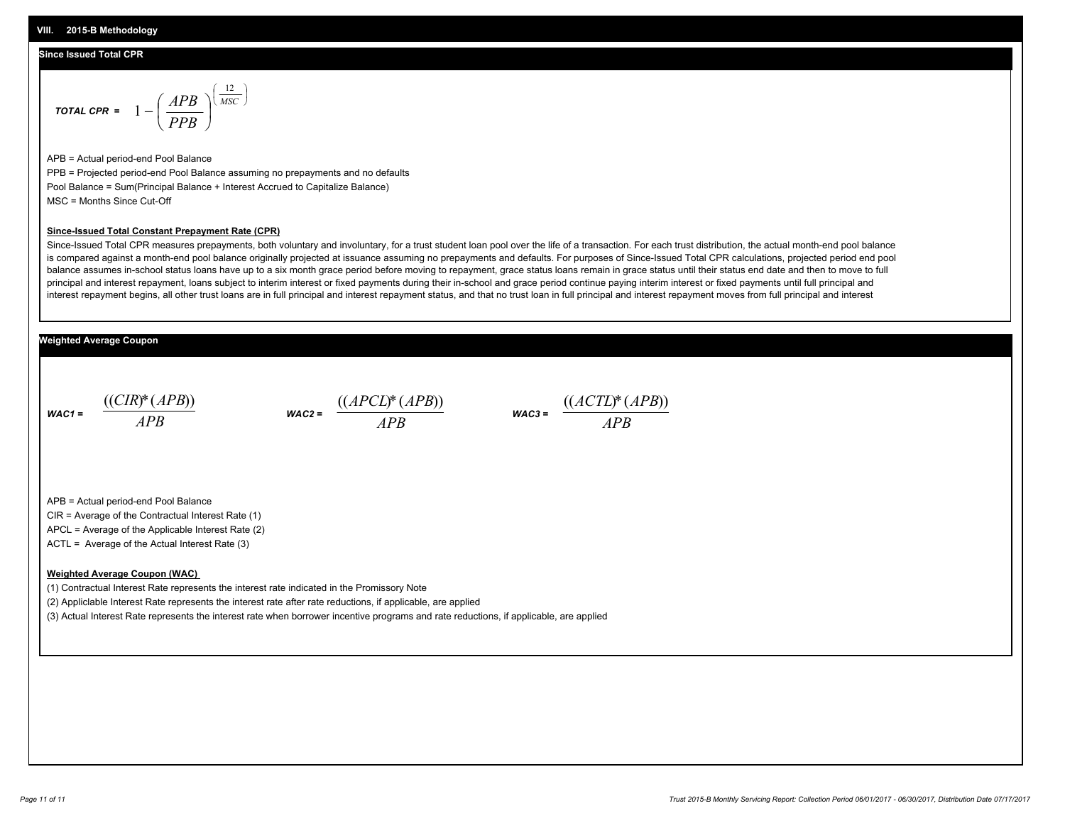## VIII. 2015-B Methodology

### Since Issued Total CPR

$$\textit{TOTAL CPR} = 1 - \left( \frac{APB}{PPB} \right)^{\left( \frac{12}{MSC} \right)}$$

APB = Actual period-end Pool Balance

PPB = Projected period-end Pool Balance assuming no prepayments and no defaults

Pool Balance = Sum(Principal Balance + Interest Accrued to Capitalize Balance)

MSC = Months Since Cut-Off

**Since-Issued Total Constant Prepayment Rate (CPR)**

Since-Issued Total CPR measures prepayments, both voluntary and involuntary, for a trust student loan pool over the life of a transaction. For each trust distribution, the actual month-end pool balance is compared against a month-end pool balance originally projected at issuance assuming no prepayments and defaults. For purposes of Since-Issued Total CPR calculations, projected period end pool balance assumes in-school status loans have up to a six month grace period before moving to repayment, grace status loans remain in grace status until their status end date and then to move to full principal and interest repayment, loans subject to interim interest or fixed payments during their in-school and grace period continue paying interim interest or fixed payments until full principal and interest repayment begins, all other trust loans are in full principal and interest repayment status, and that no trust loan in full principal and interest repayment moves from full principal and interest

### Weighted Average Coupon

$$\textit{WAC1} = \frac{((CIR)*(APB))}{APB} \qquad \textit{WAC2} = \frac{((APCL)*(APB))}{APB} \qquad \textit{WAC3} = \frac{((ACTL)*(APB))}{APB}$$

APB = Actual period-end Pool Balance

CIR = Average of the Contractual Interest Rate (1)

APCL = Average of the Applicable Interest Rate (2)

ACTL = Average of the Actual Interest Rate (3)

**Weighted Average Coupon (WAC)**

(1) Contractual Interest Rate represents the interest rate indicated in the Promissory Note

(2) Appliclable Interest Rate represents the interest rate after rate reductions, if applicable, are applied

(3) Actual Interest Rate represents the interest rate when borrower incentive programs and rate reductions, if applicable, are applied